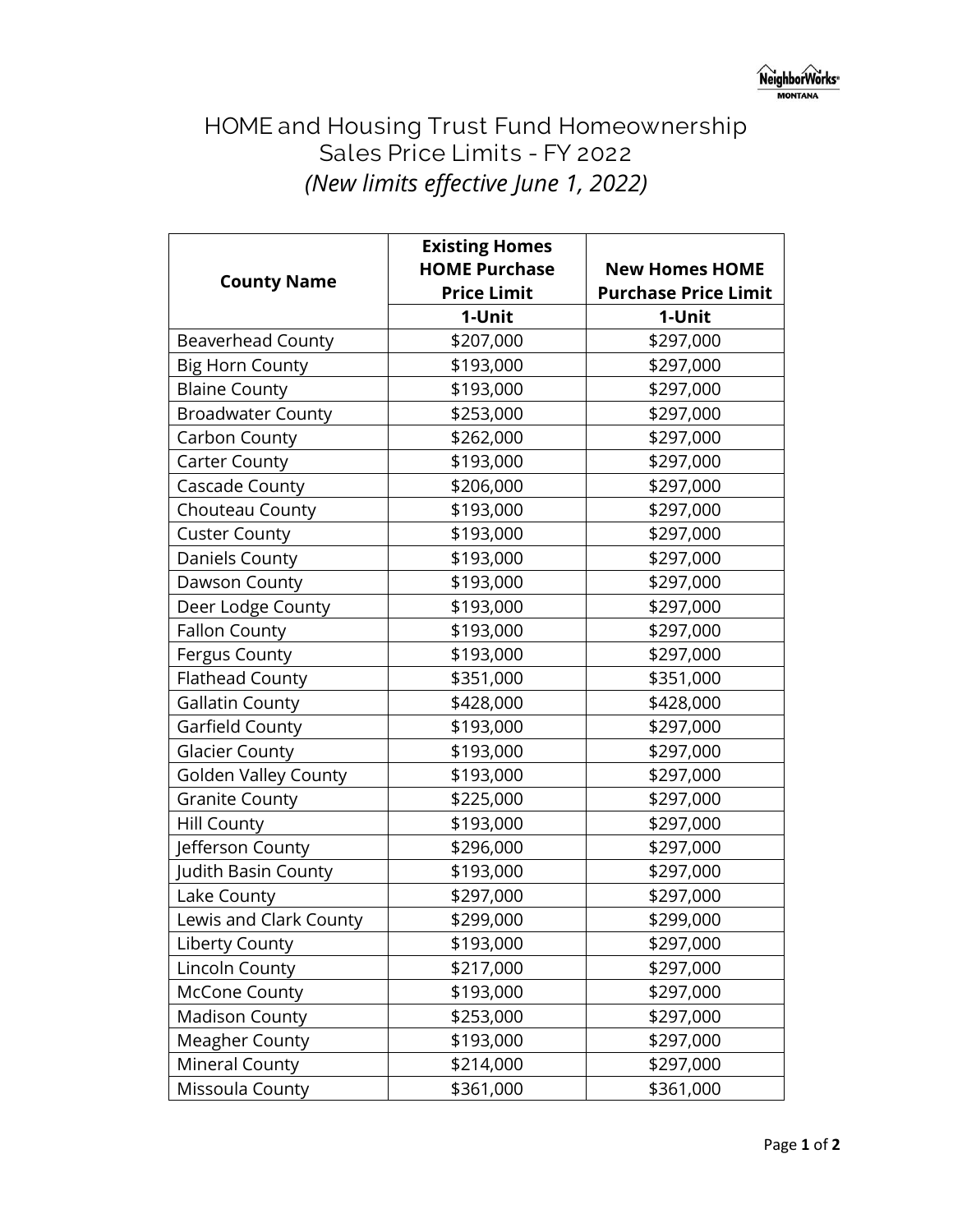# HOME and Housing Trust Fund Homeownership Sales Price Limits - FY 2022

*(New limits effective June 1, 2022)*

| County Name | Existing Homes HOME Purchase Price Limit | New Homes HOME Purchase Price Limit |
|---|---|---|
| | 1-Unit | 1-Unit |
| Beaverhead County | $207,000 | $297,000 |
| Big Horn County | $193,000 | $297,000 |
| Blaine County | $193,000 | $297,000 |
| Broadwater County | $253,000 | $297,000 |
| Carbon County | $262,000 | $297,000 |
| Carter County | $193,000 | $297,000 |
| Cascade County | $206,000 | $297,000 |
| Chouteau County | $193,000 | $297,000 |
| Custer County | $193,000 | $297,000 |
| Daniels County | $193,000 | $297,000 |
| Dawson County | $193,000 | $297,000 |
| Deer Lodge County | $193,000 | $297,000 |
| Fallon County | $193,000 | $297,000 |
| Fergus County | $193,000 | $297,000 |
| Flathead County | $351,000 | $351,000 |
| Gallatin County | $428,000 | $428,000 |
| Garfield County | $193,000 | $297,000 |
| Glacier County | $193,000 | $297,000 |
| Golden Valley County | $193,000 | $297,000 |
| Granite County | $225,000 | $297,000 |
| Hill County | $193,000 | $297,000 |
| Jefferson County | $296,000 | $297,000 |
| Judith Basin County | $193,000 | $297,000 |
| Lake County | $297,000 | $297,000 |
| Lewis and Clark County | $299,000 | $299,000 |
| Liberty County | $193,000 | $297,000 |
| Lincoln County | $217,000 | $297,000 |
| McCone County | $193,000 | $297,000 |
| Madison County | $253,000 | $297,000 |
| Meagher County | $193,000 | $297,000 |
| Mineral County | $214,000 | $297,000 |
| Missoula County | $361,000 | $361,000 |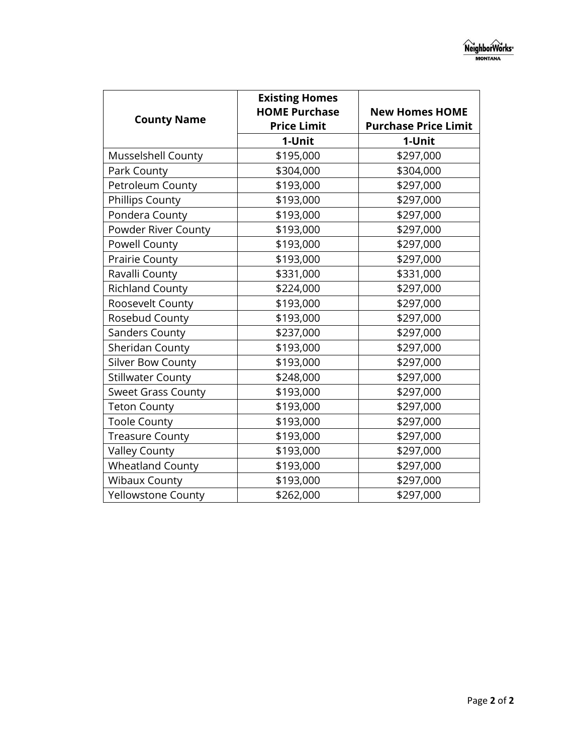| County Name | Existing Homes HOME Purchase Price Limit | New Homes HOME Purchase Price Limit |
|---|---|---|
| | 1-Unit | 1-Unit |
| Musselshell County | $195,000 | $297,000 |
| Park County | $304,000 | $304,000 |
| Petroleum County | $193,000 | $297,000 |
| Phillips County | $193,000 | $297,000 |
| Pondera County | $193,000 | $297,000 |
| Powder River County | $193,000 | $297,000 |
| Powell County | $193,000 | $297,000 |
| Prairie County | $193,000 | $297,000 |
| Ravalli County | $331,000 | $331,000 |
| Richland County | $224,000 | $297,000 |
| Roosevelt County | $193,000 | $297,000 |
| Rosebud County | $193,000 | $297,000 |
| Sanders County | $237,000 | $297,000 |
| Sheridan County | $193,000 | $297,000 |
| Silver Bow County | $193,000 | $297,000 |
| Stillwater County | $248,000 | $297,000 |
| Sweet Grass County | $193,000 | $297,000 |
| Teton County | $193,000 | $297,000 |
| Toole County | $193,000 | $297,000 |
| Treasure County | $193,000 | $297,000 |
| Valley County | $193,000 | $297,000 |
| Wheatland County | $193,000 | $297,000 |
| Wibaux County | $193,000 | $297,000 |
| Yellowstone County | $262,000 | $297,000 |